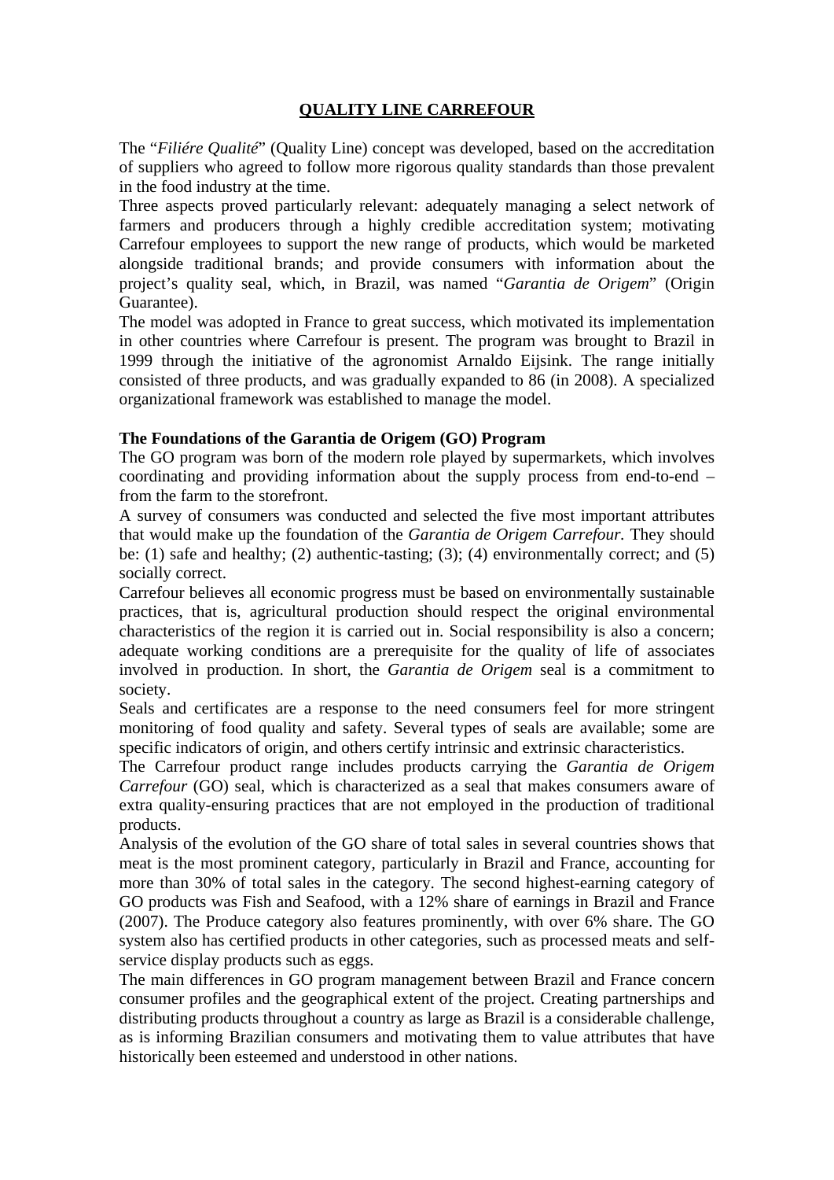# QUALITY LINE CARREFOUR

The "*Filiére Qualité*" (Quality Line) concept was developed, based on the accreditation of suppliers who agreed to follow more rigorous quality standards than those prevalent in the food industry at the time.

Three aspects proved particularly relevant: adequately managing a select network of farmers and producers through a highly credible accreditation system; motivating Carrefour employees to support the new range of products, which would be marketed alongside traditional brands; and provide consumers with information about the project's quality seal, which, in Brazil, was named "*Garantia de Origem*" (Origin Guarantee).

The model was adopted in France to great success, which motivated its implementation in other countries where Carrefour is present. The program was brought to Brazil in 1999 through the initiative of the agronomist Arnaldo Eijsink. The range initially consisted of three products, and was gradually expanded to 86 (in 2008). A specialized organizational framework was established to manage the model.

**The Foundations of the Garantia de Origem (GO) Program**

The GO program was born of the modern role played by supermarkets, which involves coordinating and providing information about the supply process from end-to-end – from the farm to the storefront.

A survey of consumers was conducted and selected the five most important attributes that would make up the foundation of the *Garantia de Origem Carrefour.* They should be: (1) safe and healthy; (2) authentic-tasting; (3); (4) environmentally correct; and (5) socially correct.

Carrefour believes all economic progress must be based on environmentally sustainable practices, that is, agricultural production should respect the original environmental characteristics of the region it is carried out in. Social responsibility is also a concern; adequate working conditions are a prerequisite for the quality of life of associates involved in production. In short, the *Garantia de Origem* seal is a commitment to society.

Seals and certificates are a response to the need consumers feel for more stringent monitoring of food quality and safety. Several types of seals are available; some are specific indicators of origin, and others certify intrinsic and extrinsic characteristics.

The Carrefour product range includes products carrying the *Garantia de Origem Carrefour* (GO) seal, which is characterized as a seal that makes consumers aware of extra quality-ensuring practices that are not employed in the production of traditional products.

Analysis of the evolution of the GO share of total sales in several countries shows that meat is the most prominent category, particularly in Brazil and France, accounting for more than 30% of total sales in the category. The second highest-earning category of GO products was Fish and Seafood, with a 12% share of earnings in Brazil and France (2007). The Produce category also features prominently, with over 6% share. The GO system also has certified products in other categories, such as processed meats and self-service display products such as eggs.

The main differences in GO program management between Brazil and France concern consumer profiles and the geographical extent of the project. Creating partnerships and distributing products throughout a country as large as Brazil is a considerable challenge, as is informing Brazilian consumers and motivating them to value attributes that have historically been esteemed and understood in other nations.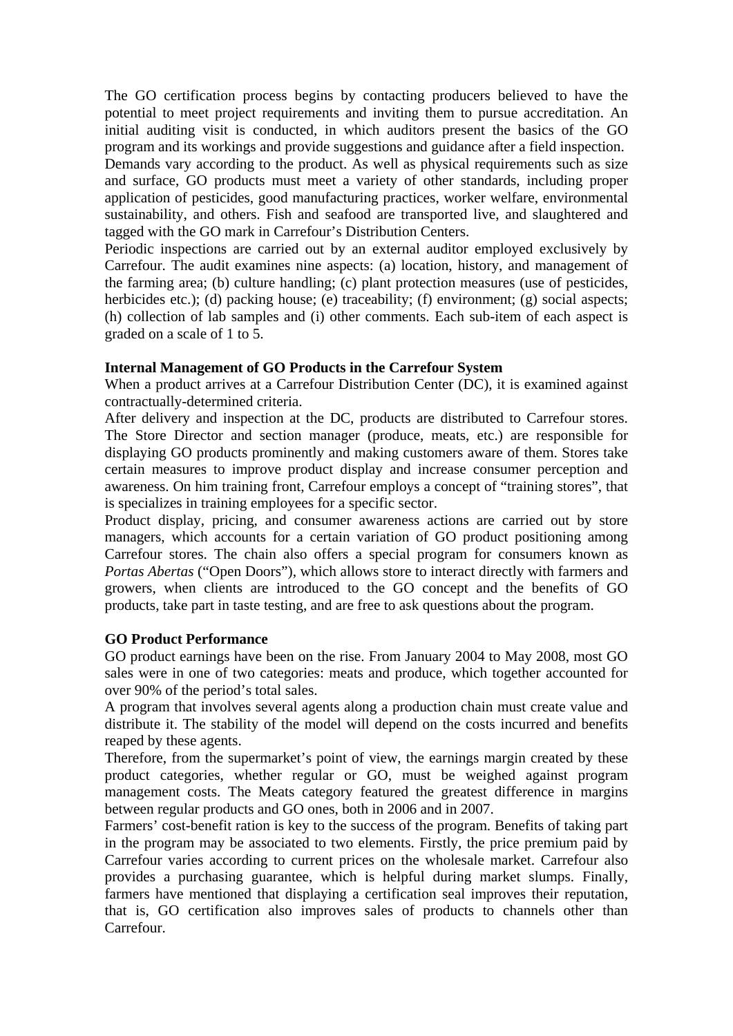The GO certification process begins by contacting producers believed to have the potential to meet project requirements and inviting them to pursue accreditation. An initial auditing visit is conducted, in which auditors present the basics of the GO program and its workings and provide suggestions and guidance after a field inspection.

Demands vary according to the product. As well as physical requirements such as size and surface, GO products must meet a variety of other standards, including proper application of pesticides, good manufacturing practices, worker welfare, environmental sustainability, and others. Fish and seafood are transported live, and slaughtered and tagged with the GO mark in Carrefour's Distribution Centers.

Periodic inspections are carried out by an external auditor employed exclusively by Carrefour. The audit examines nine aspects: (a) location, history, and management of the farming area; (b) culture handling; (c) plant protection measures (use of pesticides, herbicides etc.); (d) packing house; (e) traceability; (f) environment; (g) social aspects; (h) collection of lab samples and (i) other comments. Each sub-item of each aspect is graded on a scale of 1 to 5.

**Internal Management of GO Products in the Carrefour System**

When a product arrives at a Carrefour Distribution Center (DC), it is examined against contractually-determined criteria.

After delivery and inspection at the DC, products are distributed to Carrefour stores. The Store Director and section manager (produce, meats, etc.) are responsible for displaying GO products prominently and making customers aware of them. Stores take certain measures to improve product display and increase consumer perception and awareness. On him training front, Carrefour employs a concept of "training stores", that is specializes in training employees for a specific sector.

Product display, pricing, and consumer awareness actions are carried out by store managers, which accounts for a certain variation of GO product positioning among Carrefour stores. The chain also offers a special program for consumers known as *Portas Abertas* ("Open Doors"), which allows store to interact directly with farmers and growers, when clients are introduced to the GO concept and the benefits of GO products, take part in taste testing, and are free to ask questions about the program.

**GO Product Performance**

GO product earnings have been on the rise. From January 2004 to May 2008, most GO sales were in one of two categories: meats and produce, which together accounted for over 90% of the period's total sales.

A program that involves several agents along a production chain must create value and distribute it. The stability of the model will depend on the costs incurred and benefits reaped by these agents.

Therefore, from the supermarket's point of view, the earnings margin created by these product categories, whether regular or GO, must be weighed against program management costs. The Meats category featured the greatest difference in margins between regular products and GO ones, both in 2006 and in 2007.

Farmers' cost-benefit ration is key to the success of the program. Benefits of taking part in the program may be associated to two elements. Firstly, the price premium paid by Carrefour varies according to current prices on the wholesale market. Carrefour also provides a purchasing guarantee, which is helpful during market slumps. Finally, farmers have mentioned that displaying a certification seal improves their reputation, that is, GO certification also improves sales of products to channels other than Carrefour.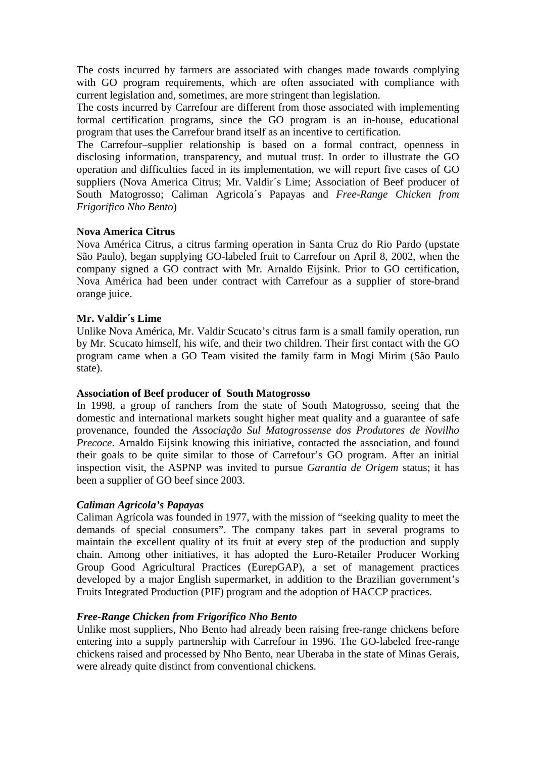The costs incurred by farmers are associated with changes made towards complying with GO program requirements, which are often associated with compliance with current legislation and, sometimes, are more stringent than legislation.

The costs incurred by Carrefour are different from those associated with implementing formal certification programs, since the GO program is an in-house, educational program that uses the Carrefour brand itself as an incentive to certification.

The Carrefour–supplier relationship is based on a formal contract, openness in disclosing information, transparency, and mutual trust. In order to illustrate the GO operation and difficulties faced in its implementation, we will report five cases of GO suppliers (Nova America Citrus; Mr. Valdir´s Lime; Association of Beef producer of South Matogrosso; Caliman Agricola´s Papayas and *Free-Range Chicken from Frigorífico Nho Bento*)

**Nova America Citrus**

Nova América Citrus, a citrus farming operation in Santa Cruz do Rio Pardo (upstate São Paulo), began supplying GO-labeled fruit to Carrefour on April 8, 2002, when the company signed a GO contract with Mr. Arnaldo Eijsink. Prior to GO certification, Nova América had been under contract with Carrefour as a supplier of store-brand orange juice.

**Mr. Valdir´s Lime**

Unlike Nova América, Mr. Valdir Scucato's citrus farm is a small family operation, run by Mr. Scucato himself, his wife, and their two children. Their first contact with the GO program came when a GO Team visited the family farm in Mogi Mirim (São Paulo state).

**Association of Beef producer of South Matogrosso**

In 1998, a group of ranchers from the state of South Matogrosso, seeing that the domestic and international markets sought higher meat quality and a guarantee of safe provenance, founded the *Associação Sul Matogrossense dos Produtores de Novilho Precoce*. Arnaldo Eijsink knowing this initiative, contacted the association, and found their goals to be quite similar to those of Carrefour's GO program. After an initial inspection visit, the ASPNP was invited to pursue *Garantia de Origem* status; it has been a supplier of GO beef since 2003.

***Caliman Agricola's Papayas***

Caliman Agrícola was founded in 1977, with the mission of "seeking quality to meet the demands of special consumers". The company takes part in several programs to maintain the excellent quality of its fruit at every step of the production and supply chain. Among other initiatives, it has adopted the Euro-Retailer Producer Working Group Good Agricultural Practices (EurepGAP), a set of management practices developed by a major English supermarket, in addition to the Brazilian government's Fruits Integrated Production (PIF) program and the adoption of HACCP practices.

***Free-Range Chicken from Frigorífico Nho Bento***

Unlike most suppliers, Nho Bento had already been raising free-range chickens before entering into a supply partnership with Carrefour in 1996. The GO-labeled free-range chickens raised and processed by Nho Bento, near Uberaba in the state of Minas Gerais, were already quite distinct from conventional chickens.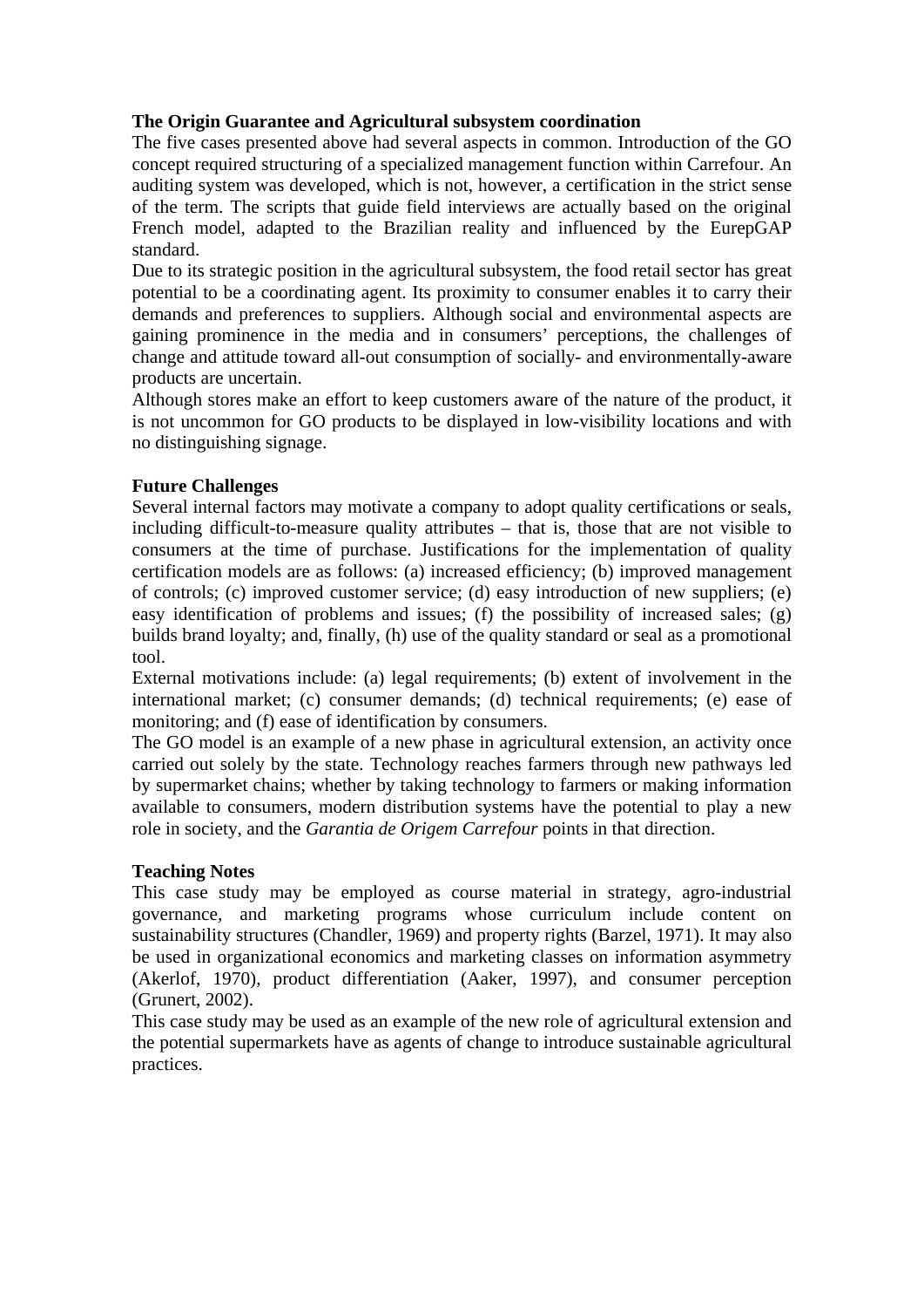## The Origin Guarantee and Agricultural subsystem coordination

The five cases presented above had several aspects in common. Introduction of the GO concept required structuring of a specialized management function within Carrefour. An auditing system was developed, which is not, however, a certification in the strict sense of the term. The scripts that guide field interviews are actually based on the original French model, adapted to the Brazilian reality and influenced by the EurepGAP standard.

Due to its strategic position in the agricultural subsystem, the food retail sector has great potential to be a coordinating agent. Its proximity to consumer enables it to carry their demands and preferences to suppliers. Although social and environmental aspects are gaining prominence in the media and in consumers' perceptions, the challenges of change and attitude toward all-out consumption of socially- and environmentally-aware products are uncertain.

Although stores make an effort to keep customers aware of the nature of the product, it is not uncommon for GO products to be displayed in low-visibility locations and with no distinguishing signage.

## Future Challenges

Several internal factors may motivate a company to adopt quality certifications or seals, including difficult-to-measure quality attributes – that is, those that are not visible to consumers at the time of purchase. Justifications for the implementation of quality certification models are as follows: (a) increased efficiency; (b) improved management of controls; (c) improved customer service; (d) easy introduction of new suppliers; (e) easy identification of problems and issues; (f) the possibility of increased sales; (g) builds brand loyalty; and, finally, (h) use of the quality standard or seal as a promotional tool.

External motivations include: (a) legal requirements; (b) extent of involvement in the international market; (c) consumer demands; (d) technical requirements; (e) ease of monitoring; and (f) ease of identification by consumers.

The GO model is an example of a new phase in agricultural extension, an activity once carried out solely by the state. Technology reaches farmers through new pathways led by supermarket chains; whether by taking technology to farmers or making information available to consumers, modern distribution systems have the potential to play a new role in society, and the *Garantia de Origem Carrefour* points in that direction.

## Teaching Notes

This case study may be employed as course material in strategy, agro-industrial governance, and marketing programs whose curriculum include content on sustainability structures (Chandler, 1969) and property rights (Barzel, 1971). It may also be used in organizational economics and marketing classes on information asymmetry (Akerlof, 1970), product differentiation (Aaker, 1997), and consumer perception (Grunert, 2002).

This case study may be used as an example of the new role of agricultural extension and the potential supermarkets have as agents of change to introduce sustainable agricultural practices.